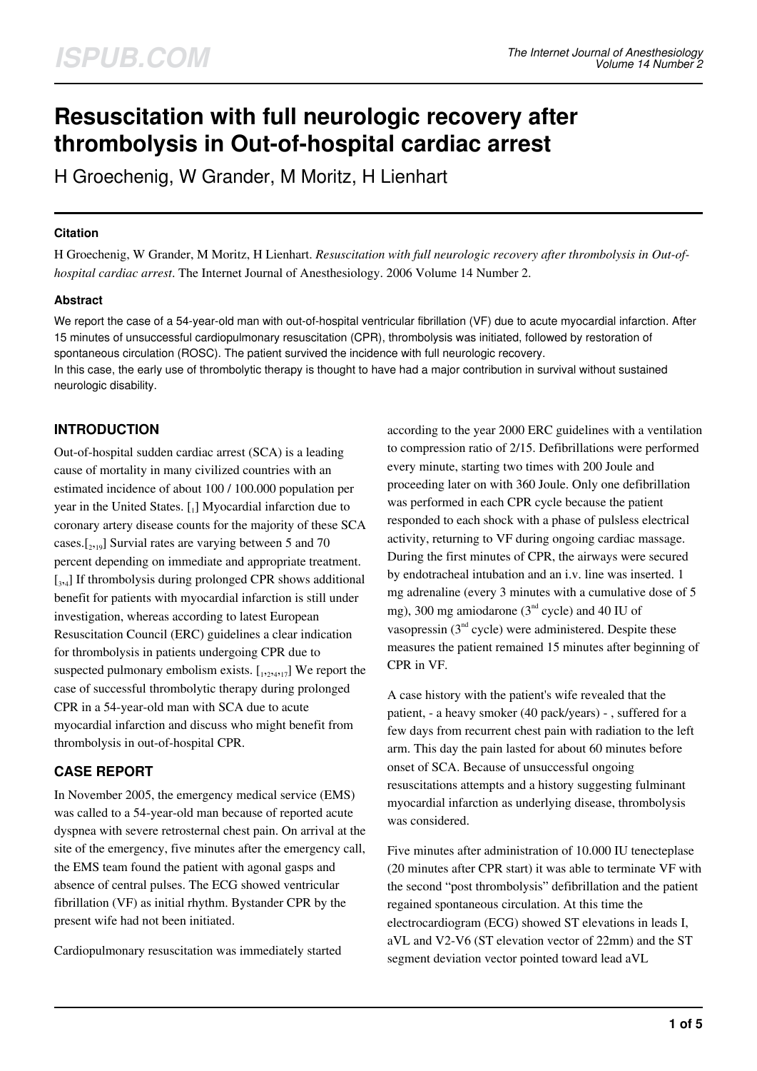# Resuscitation with full neurologic recovery after thrombolysis in Out-of-hospital cardiac arrest

H Groechenig, W Grander, M Moritz, H Lienhart

### Citation

H Groechenig, W Grander, M Moritz, H Lienhart. *Resuscitation with full neurologic recovery after thrombolysis in Out-of-hospital cardiac arrest*. The Internet Journal of Anesthesiology. 2006 Volume 14 Number 2.

### Abstract

We report the case of a 54-year-old man with out-of-hospital ventricular fibrillation (VF) due to acute myocardial infarction. After 15 minutes of unsuccessful cardiopulmonary resuscitation (CPR), thrombolysis was initiated, followed by restoration of spontaneous circulation (ROSC). The patient survived the incidence with full neurologic recovery.
In this case, the early use of thrombolytic therapy is thought to have had a major contribution in survival without sustained neurologic disability.

## INTRODUCTION

Out-of-hospital sudden cardiac arrest (SCA) is a leading cause of mortality in many civilized countries with an estimated incidence of about 100 / 100.000 population per year in the United States. [1] Myocardial infarction due to coronary artery disease counts for the majority of these SCA cases.[2,19] Survial rates are varying between 5 and 70 percent depending on immediate and appropriate treatment. [3,4] If thrombolysis during prolonged CPR shows additional benefit for patients with myocardial infarction is still under investigation, whereas according to latest European Resuscitation Council (ERC) guidelines a clear indication for thrombolysis in patients undergoing CPR due to suspected pulmonary embolism exists. [1,2,4,17] We report the case of successful thrombolytic therapy during prolonged CPR in a 54-year-old man with SCA due to acute myocardial infarction and discuss who might benefit from thrombolysis in out-of-hospital CPR.

## CASE REPORT

In November 2005, the emergency medical service (EMS) was called to a 54-year-old man because of reported acute dyspnea with severe retrosternal chest pain. On arrival at the site of the emergency, five minutes after the emergency call, the EMS team found the patient with agonal gasps and absence of central pulses. The ECG showed ventricular fibrillation (VF) as initial rhythm. Bystander CPR by the present wife had not been initiated.

Cardiopulmonary resuscitation was immediately started according to the year 2000 ERC guidelines with a ventilation to compression ratio of 2/15. Defibrillations were performed every minute, starting two times with 200 Joule and proceeding later on with 360 Joule. Only one defibrillation was performed in each CPR cycle because the patient responded to each shock with a phase of pulsless electrical activity, returning to VF during ongoing cardiac massage. During the first minutes of CPR, the airways were secured by endotracheal intubation and an i.v. line was inserted. 1 mg adrenaline (every 3 minutes with a cumulative dose of 5 mg), 300 mg amiodarone (3rd cycle) and 40 IU of vasopressin (3rd cycle) were administered. Despite these measures the patient remained 15 minutes after beginning of CPR in VF.

A case history with the patient's wife revealed that the patient, - a heavy smoker (40 pack/years) - , suffered for a few days from recurrent chest pain with radiation to the left arm. This day the pain lasted for about 60 minutes before onset of SCA. Because of unsuccessful ongoing resuscitations attempts and a history suggesting fulminant myocardial infarction as underlying disease, thrombolysis was considered.

Five minutes after administration of 10.000 IU tenecteplase (20 minutes after CPR start) it was able to terminate VF with the second "post thrombolysis" defibrillation and the patient regained spontaneous circulation. At this time the electrocardiogram (ECG) showed ST elevations in leads I, aVL and V2-V6 (ST elevation vector of 22mm) and the ST segment deviation vector pointed toward lead aVL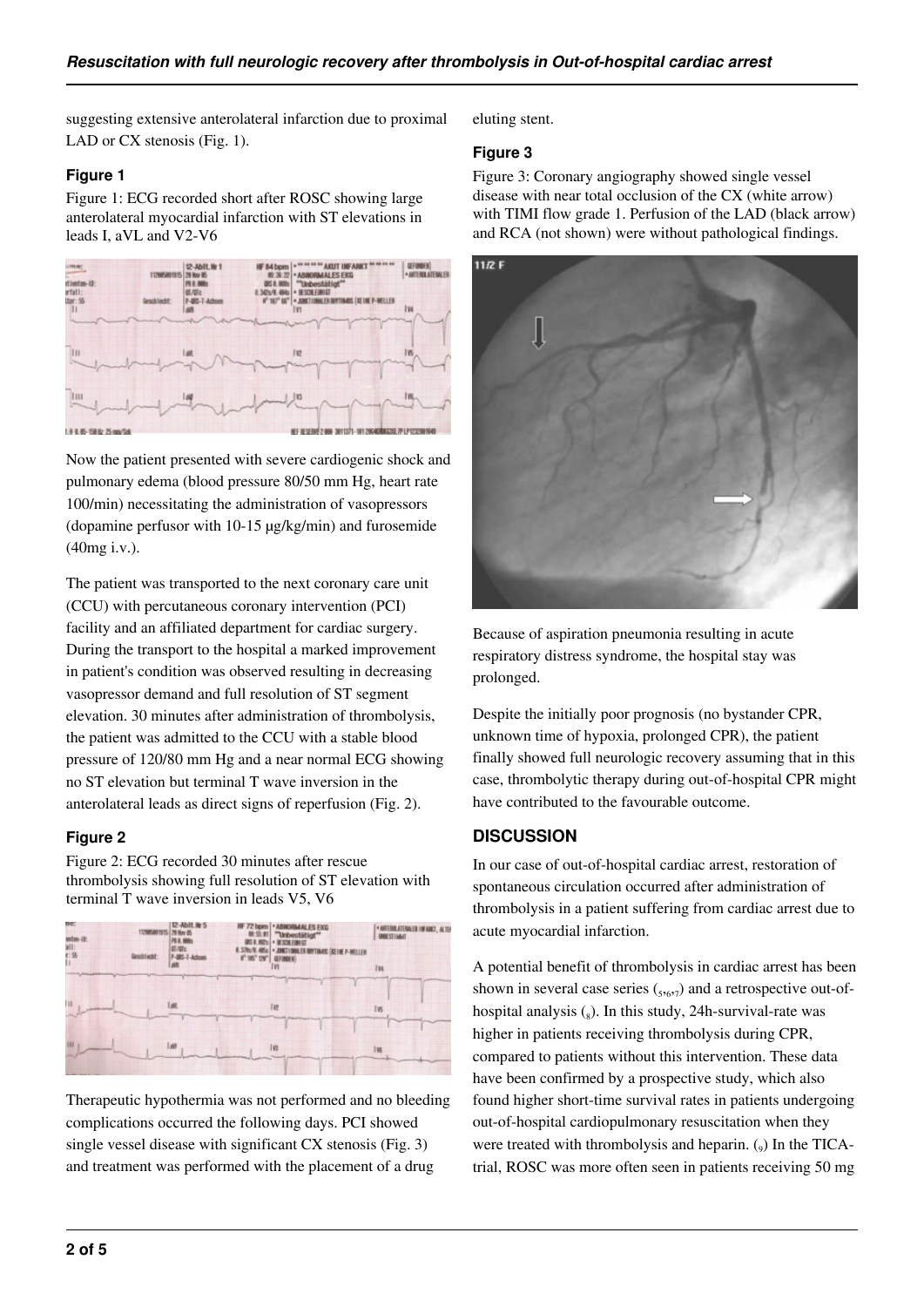suggesting extensive anterolateral infarction due to proximal LAD or CX stenosis (Fig. 1).

### Figure 1

Figure 1: ECG recorded short after ROSC showing large anterolateral myocardial infarction with ST elevations in leads I, aVL and V2-V6

Now the patient presented with severe cardiogenic shock and pulmonary edema (blood pressure 80/50 mm Hg, heart rate 100/min) necessitating the administration of vasopressors (dopamine perfusor with 10-15 µg/kg/min) and furosemide (40mg i.v.).

The patient was transported to the next coronary care unit (CCU) with percutaneous coronary intervention (PCI) facility and an affiliated department for cardiac surgery. During the transport to the hospital a marked improvement in patient's condition was observed resulting in decreasing vasopressor demand and full resolution of ST segment elevation. 30 minutes after administration of thrombolysis, the patient was admitted to the CCU with a stable blood pressure of 120/80 mm Hg and a near normal ECG showing no ST elevation but terminal T wave inversion in the anterolateral leads as direct signs of reperfusion (Fig. 2).

### Figure 2

Figure 2: ECG recorded 30 minutes after rescue thrombolysis showing full resolution of ST elevation with terminal T wave inversion in leads V5, V6

Therapeutic hypothermia was not performed and no bleeding complications occurred the following days. PCI showed single vessel disease with significant CX stenosis (Fig. 3) and treatment was performed with the placement of a drug eluting stent.

### Figure 3

Figure 3: Coronary angiography showed single vessel disease with near total occlusion of the CX (white arrow) with TIMI flow grade 1. Perfusion of the LAD (black arrow) and RCA (not shown) were without pathological findings.

Because of aspiration pneumonia resulting in acute respiratory distress syndrome, the hospital stay was prolonged.

Despite the initially poor prognosis (no bystander CPR, unknown time of hypoxia, prolonged CPR), the patient finally showed full neurologic recovery assuming that in this case, thrombolytic therapy during out-of-hospital CPR might have contributed to the favourable outcome.

## DISCUSSION

In our case of out-of-hospital cardiac arrest, restoration of spontaneous circulation occurred after administration of thrombolysis in a patient suffering from cardiac arrest due to acute myocardial infarction.

A potential benefit of thrombolysis in cardiac arrest has been shown in several case series ([5,6,7]) and a retrospective out-of-hospital analysis ([8]). In this study, 24h-survival-rate was higher in patients receiving thrombolysis during CPR, compared to patients without this intervention. These data have been confirmed by a prospective study, which also found higher short-time survival rates in patients undergoing out-of-hospital cardiopulmonary resuscitation when they were treated with thrombolysis and heparin. ([9]) In the TICA-trial, ROSC was more often seen in patients receiving 50 mg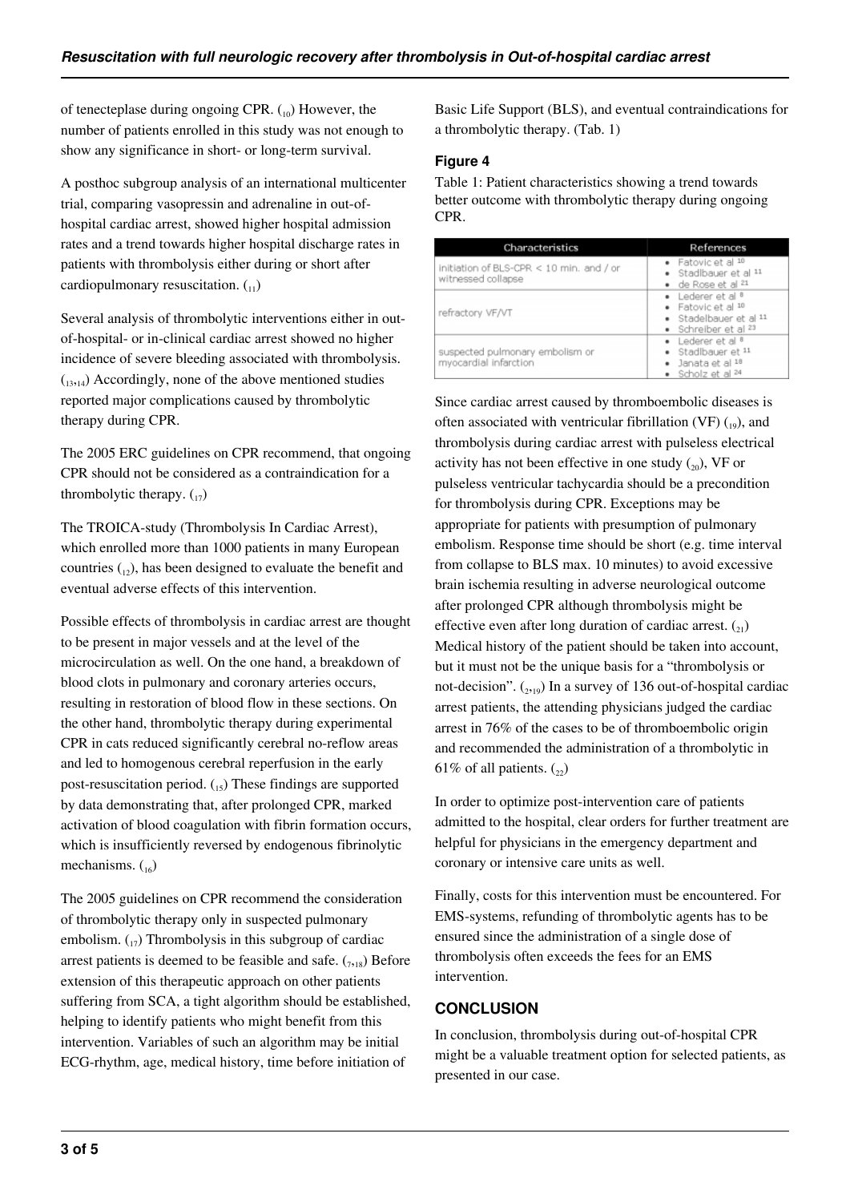of tenecteplase during ongoing CPR. [10] However, the number of patients enrolled in this study was not enough to show any significance in short- or long-term survival.

A posthoc subgroup analysis of an international multicenter trial, comparing vasopressin and adrenaline in out-of-hospital cardiac arrest, showed higher hospital admission rates and a trend towards higher hospital discharge rates in patients with thrombolysis either during or short after cardiopulmonary resuscitation. [11]

Several analysis of thrombolytic interventions either in out-of-hospital- or in-clinical cardiac arrest showed no higher incidence of severe bleeding associated with thrombolysis. [13,14] Accordingly, none of the above mentioned studies reported major complications caused by thrombolytic therapy during CPR.

The 2005 ERC guidelines on CPR recommend, that ongoing CPR should not be considered as a contraindication for a thrombolytic therapy. [17]

The TROICA-study (Thrombolysis In Cardiac Arrest), which enrolled more than 1000 patients in many European countries [12], has been designed to evaluate the benefit and eventual adverse effects of this intervention.

Possible effects of thrombolysis in cardiac arrest are thought to be present in major vessels and at the level of the microcirculation as well. On the one hand, a breakdown of blood clots in pulmonary and coronary arteries occurs, resulting in restoration of blood flow in these sections. On the other hand, thrombolytic therapy during experimental CPR in cats reduced significantly cerebral no-reflow areas and led to homogenous cerebral reperfusion in the early post-resuscitation period. [15] These findings are supported by data demonstrating that, after prolonged CPR, marked activation of blood coagulation with fibrin formation occurs, which is insufficiently reversed by endogenous fibrinolytic mechanisms. [16]

The 2005 guidelines on CPR recommend the consideration of thrombolytic therapy only in suspected pulmonary embolism. [17] Thrombolysis in this subgroup of cardiac arrest patients is deemed to be feasible and safe. [7,18] Before extension of this therapeutic approach on other patients suffering from SCA, a tight algorithm should be established, helping to identify patients who might benefit from this intervention. Variables of such an algorithm may be initial ECG-rhythm, age, medical history, time before initiation of Basic Life Support (BLS), and eventual contraindications for a thrombolytic therapy. (Tab. 1)

### Figure 4

Table 1: Patient characteristics showing a trend towards better outcome with thrombolytic therapy during ongoing CPR.

| Characteristics | References |
|---|---|
| initiation of BLS-CPR < 10 min. and / or witnessed collapse | • Fatovic et al [10]<br>• Stadlbauer et al [11]<br>• de Rose et al [21] |
| refractory VF/VT | • Lederer et al [8]<br>• Fatovic et al [10]<br>• Stadelbauer et al [11]<br>• Schreiber et al [23] |
| suspected pulmonary embolism or myocardial infarction | • Lederer et al [8]<br>• Stadlbauer et [11]<br>• Janata et al [18]<br>• Scholz et al [24] |

Since cardiac arrest caused by thromboembolic diseases is often associated with ventricular fibrillation (VF) [19], and thrombolysis during cardiac arrest with pulseless electrical activity has not been effective in one study [20], VF or pulseless ventricular tachycardia should be a precondition for thrombolysis during CPR. Exceptions may be appropriate for patients with presumption of pulmonary embolism. Response time should be short (e.g. time interval from collapse to BLS max. 10 minutes) to avoid excessive brain ischemia resulting in adverse neurological outcome after prolonged CPR although thrombolysis might be effective even after long duration of cardiac arrest. [21] Medical history of the patient should be taken into account, but it must not be the unique basis for a "thrombolysis or not-decision". [2,19] In a survey of 136 out-of-hospital cardiac arrest patients, the attending physicians judged the cardiac arrest in 76% of the cases to be of thromboembolic origin and recommended the administration of a thrombolytic in 61% of all patients. [22]

In order to optimize post-intervention care of patients admitted to the hospital, clear orders for further treatment are helpful for physicians in the emergency department and coronary or intensive care units as well.

Finally, costs for this intervention must be encountered. For EMS-systems, refunding of thrombolytic agents has to be ensured since the administration of a single dose of thrombolysis often exceeds the fees for an EMS intervention.

## CONCLUSION

In conclusion, thrombolysis during out-of-hospital CPR might be a valuable treatment option for selected patients, as presented in our case.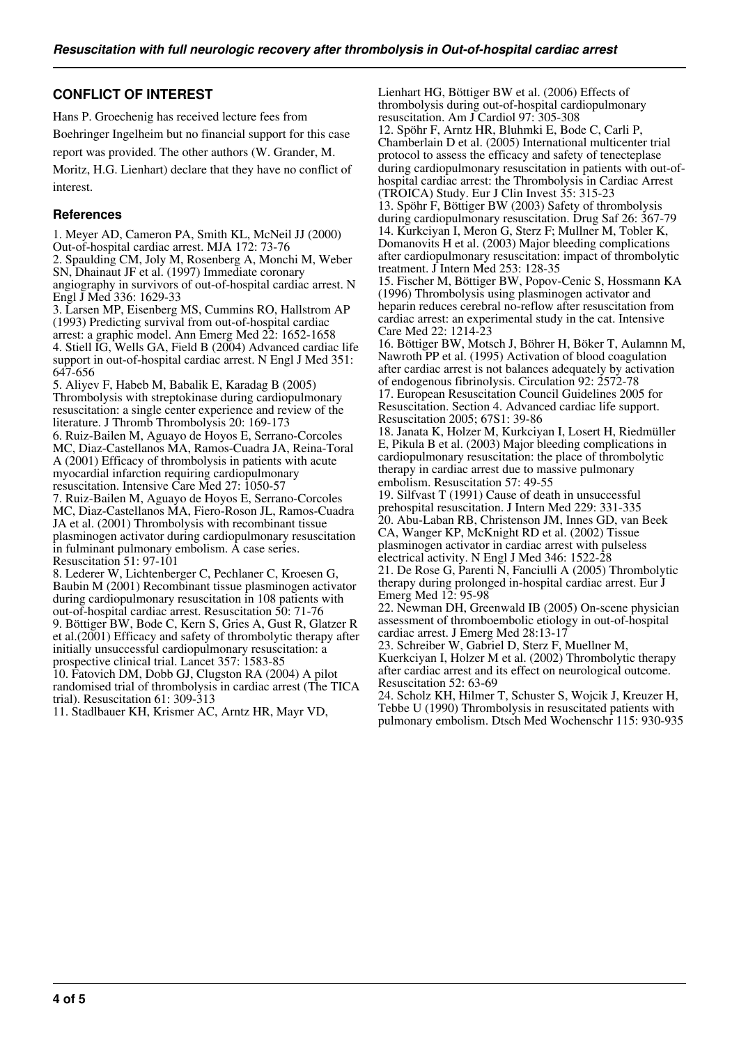## CONFLICT OF INTEREST

Hans P. Groechenig has received lecture fees from Boehringer Ingelheim but no financial support for this case report was provided. The other authors (W. Grander, M. Moritz, H.G. Lienhart) declare that they have no conflict of interest.

### References

1. Meyer AD, Cameron PA, Smith KL, McNeil JJ (2000) Out-of-hospital cardiac arrest. MJA 172: 73-76
2. Spaulding CM, Joly M, Rosenberg A, Monchi M, Weber SN, Dhainaut JF et al. (1997) Immediate coronary angiography in survivors of out-of-hospital cardiac arrest. N Engl J Med 336: 1629-33
3. Larsen MP, Eisenberg MS, Cummins RO, Hallstrom AP (1993) Predicting survival from out-of-hospital cardiac arrest: a graphic model. Ann Emerg Med 22: 1652-1658
4. Stiell IG, Wells GA, Field B (2004) Advanced cardiac life support in out-of-hospital cardiac arrest. N Engl J Med 351: 647-656
5. Aliyev F, Habeb M, Babalik E, Karadag B (2005) Thrombolysis with streptokinase during cardiopulmonary resuscitation: a single center experience and review of the literature. J Thromb Thrombolysis 20: 169-173
6. Ruiz-Bailen M, Aguayo de Hoyos E, Serrano-Corcoles MC, Diaz-Castellanos MA, Ramos-Cuadra JA, Reina-Toral A (2001) Efficacy of thrombolysis in patients with acute myocardial infarction requiring cardiopulmonary resuscitation. Intensive Care Med 27: 1050-57
7. Ruiz-Bailen M, Aguayo de Hoyos E, Serrano-Corcoles MC, Diaz-Castellanos MA, Fiero-Roson JL, Ramos-Cuadra JA et al. (2001) Thrombolysis with recombinant tissue plasminogen activator during cardiopulmonary resuscitation in fulminant pulmonary embolism. A case series. Resuscitation 51: 97-101
8. Lederer W, Lichtenberger C, Pechlaner C, Kroesen G, Baubin M (2001) Recombinant tissue plasminogen activator during cardiopulmonary resuscitation in 108 patients with out-of-hospital cardiac arrest. Resuscitation 50: 71-76
9. Böttiger BW, Bode C, Kern S, Gries A, Gust R, Glatzer R et al.(2001) Efficacy and safety of thrombolytic therapy after initially unsuccessful cardiopulmonary resuscitation: a prospective clinical trial. Lancet 357: 1583-85
10. Fatovich DM, Dobb GJ, Clugston RA (2004) A pilot randomised trial of thrombolysis in cardiac arrest (The TICA trial). Resuscitation 61: 309-313
11. Stadlbauer KH, Krismer AC, Arntz HR, Mayr VD, Lienhart HG, Böttiger BW et al. (2006) Effects of thrombolysis during out-of-hospital cardiopulmonary resuscitation. Am J Cardiol 97: 305-308
12. Spöhr F, Arntz HR, Bluhmki E, Bode C, Carli P, Chamberlain D et al. (2005) International multicenter trial protocol to assess the efficacy and safety of tenecteplase during cardiopulmonary resuscitation in patients with out-of-hospital cardiac arrest: the Thrombolysis in Cardiac Arrest (TROICA) Study. Eur J Clin Invest 35: 315-23
13. Spöhr F, Böttiger BW (2003) Safety of thrombolysis during cardiopulmonary resuscitation. Drug Saf 26: 367-79
14. Kurkciyan I, Meron G, Sterz F; Mullner M, Tobler K, Domanovits H et al. (2003) Major bleeding complications after cardiopulmonary resuscitation: impact of thrombolytic treatment. J Intern Med 253: 128-35
15. Fischer M, Böttiger BW, Popov-Cenic S, Hossmann KA (1996) Thrombolysis using plasminogen activator and heparin reduces cerebral no-reflow after resuscitation from cardiac arrest: an experimental study in the cat. Intensive Care Med 22: 1214-23
16. Böttiger BW, Motsch J, Böhrer H, Böker T, Aulamnn M, Nawroth PP et al. (1995) Activation of blood coagulation after cardiac arrest is not balances adequately by activation of endogenous fibrinolysis. Circulation 92: 2572-78
17. European Resuscitation Council Guidelines 2005 for Resuscitation. Section 4. Advanced cardiac life support. Resuscitation 2005; 67S1: 39-86
18. Janata K, Holzer M, Kurkciyan I, Losert H, Riedmüller E, Pikula B et al. (2003) Major bleeding complications in cardiopulmonary resuscitation: the place of thrombolytic therapy in cardiac arrest due to massive pulmonary embolism. Resuscitation 57: 49-55
19. Silfvast T (1991) Cause of death in unsuccessful prehospital resuscitation. J Intern Med 229: 331-335
20. Abu-Laban RB, Christenson JM, Innes GD, van Beek CA, Wanger KP, McKnight RD et al. (2002) Tissue plasminogen activator in cardiac arrest with pulseless electrical activity. N Engl J Med 346: 1522-28
21. De Rose G, Parenti N, Fanciulli A (2005) Thrombolytic therapy during prolonged in-hospital cardiac arrest. Eur J Emerg Med 12: 95-98
22. Newman DH, Greenwald IB (2005) On-scene physician assessment of thromboembolic etiology in out-of-hospital cardiac arrest. J Emerg Med 28:13-17
23. Schreiber W, Gabriel D, Sterz F, Muellner M, Kuerkciyan I, Holzer M et al. (2002) Thrombolytic therapy after cardiac arrest and its effect on neurological outcome. Resuscitation 52: 63-69
24. Scholz KH, Hilmer T, Schuster S, Wojcik J, Kreuzer H, Tebbe U (1990) Thrombolysis in resuscitated patients with pulmonary embolism. Dtsch Med Wochenschr 115: 930-935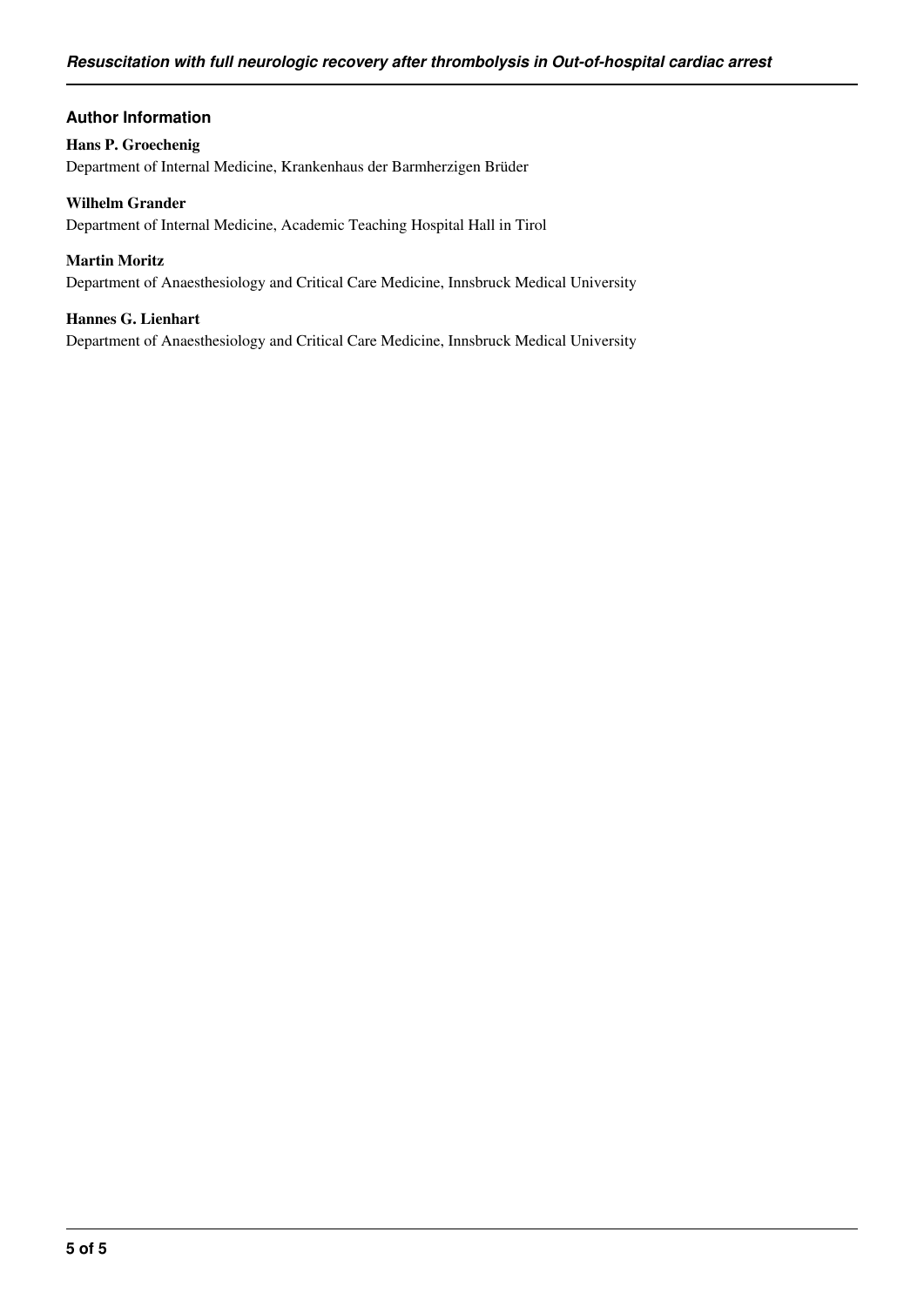## Author Information

**Hans P. Groechenig**
Department of Internal Medicine, Krankenhaus der Barmherzigen Brüder

**Wilhelm Grander**
Department of Internal Medicine, Academic Teaching Hospital Hall in Tirol

**Martin Moritz**
Department of Anaesthesiology and Critical Care Medicine, Innsbruck Medical University

**Hannes G. Lienhart**
Department of Anaesthesiology and Critical Care Medicine, Innsbruck Medical University